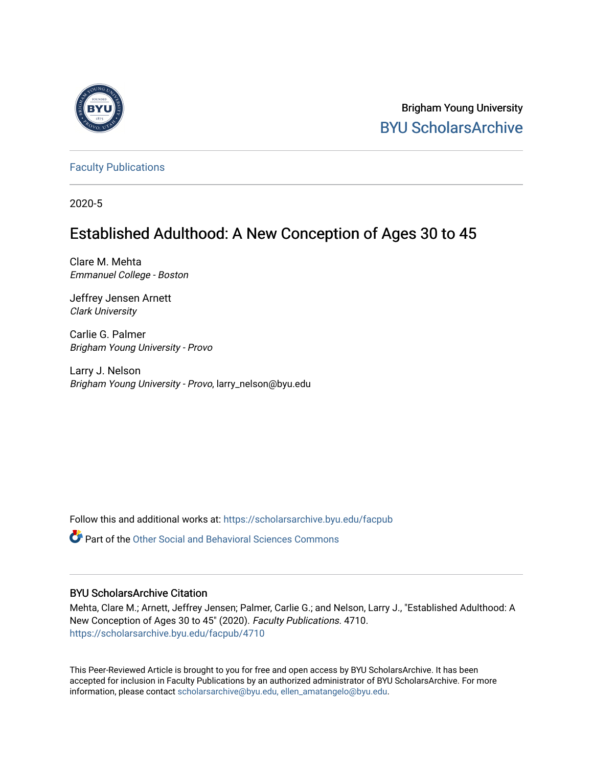Brigham Young University

BYU ScholarsArchive

Faculty Publications

2020-5

# Established Adulthood: A New Conception of Ages 30 to 45

Clare M. Mehta
*Emmanuel College - Boston*

Jeffrey Jensen Arnett
*Clark University*

Carlie G. Palmer
*Brigham Young University - Provo*

Larry J. Nelson
*Brigham Young University - Provo*, larry_nelson@byu.edu

Follow this and additional works at: https://scholarsarchive.byu.edu/facpub

Part of the Other Social and Behavioral Sciences Commons

## BYU ScholarsArchive Citation

Mehta, Clare M.; Arnett, Jeffrey Jensen; Palmer, Carlie G.; and Nelson, Larry J., "Established Adulthood: A New Conception of Ages 30 to 45" (2020). *Faculty Publications*. 4710.
https://scholarsarchive.byu.edu/facpub/4710

This Peer-Reviewed Article is brought to you for free and open access by BYU ScholarsArchive. It has been accepted for inclusion in Faculty Publications by an authorized administrator of BYU ScholarsArchive. For more information, please contact scholarsarchive@byu.edu, ellen_amatangelo@byu.edu.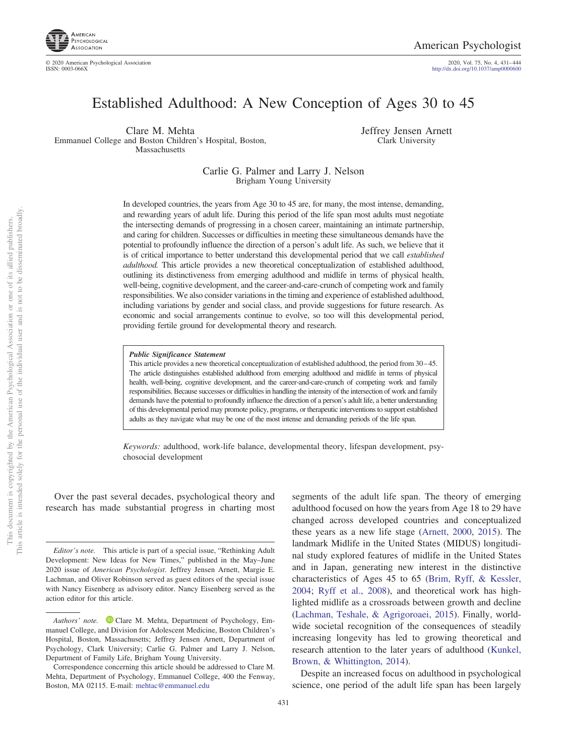# Established Adulthood: A New Conception of Ages 30 to 45

Clare M. Mehta
Emmanuel College and Boston Children's Hospital, Boston, Massachusetts

Jeffrey Jensen Arnett
Clark University

Carlie G. Palmer and Larry J. Nelson
Brigham Young University

In developed countries, the years from Age 30 to 45 are, for many, the most intense, demanding, and rewarding years of adult life. During this period of the life span most adults must negotiate the intersecting demands of progressing in a chosen career, maintaining an intimate partnership, and caring for children. Successes or difficulties in meeting these simultaneous demands have the potential to profoundly influence the direction of a person's adult life. As such, we believe that it is of critical importance to better understand this developmental period that we call *established adulthood.* This article provides a new theoretical conceptualization of established adulthood, outlining its distinctiveness from emerging adulthood and midlife in terms of physical health, well-being, cognitive development, and the career-and-care-crunch of competing work and family responsibilities. We also consider variations in the timing and experience of established adulthood, including variations by gender and social class, and provide suggestions for future research. As economic and social arrangements continue to evolve, so too will this developmental period, providing fertile ground for developmental theory and research.

> ***Public Significance Statement***
>
> This article provides a new theoretical conceptualization of established adulthood, the period from 30–45. The article distinguishes established adulthood from emerging adulthood and midlife in terms of physical health, well-being, cognitive development, and the career-and-care-crunch of competing work and family responsibilities. Because successes or difficulties in handling the intensity of the intersection of work and family demands have the potential to profoundly influence the direction of a person's adult life, a better understanding of this developmental period may promote policy, programs, or therapeutic interventions to support established adults as they navigate what may be one of the most intense and demanding periods of the life span.

*Keywords:* adulthood, work-life balance, developmental theory, lifespan development, psychosocial development

Over the past several decades, psychological theory and research has made substantial progress in charting most segments of the adult life span. The theory of emerging adulthood focused on how the years from Age 18 to 29 have changed across developed countries and conceptualized these years as a new life stage (Arnett, 2000, 2015). The landmark Midlife in the United States (MIDUS) longitudinal study explored features of midlife in the United States and in Japan, generating new interest in the distinctive characteristics of Ages 45 to 65 (Brim, Ryff, & Kessler, 2004; Ryff et al., 2008), and theoretical work has highlighted midlife as a crossroads between growth and decline (Lachman, Teshale, & Agrigoroaei, 2015). Finally, worldwide societal recognition of the consequences of steadily increasing longevity has led to growing theoretical and research attention to the later years of adulthood (Kunkel, Brown, & Whittington, 2014).

Despite an increased focus on adulthood in psychological science, one period of the adult life span has been largely

---

*Editor's note.* This article is part of a special issue, "Rethinking Adult Development: New Ideas for New Times," published in the May–June 2020 issue of *American Psychologist*. Jeffrey Jensen Arnett, Margie E. Lachman, and Oliver Robinson served as guest editors of the special issue with Nancy Eisenberg as advisory editor. Nancy Eisenberg served as the action editor for this article.

*Authors' note.* Clare M. Mehta, Department of Psychology, Emmanuel College, and Division for Adolescent Medicine, Boston Children's Hospital, Boston, Massachusetts; Jeffrey Jensen Arnett, Department of Psychology, Clark University; Carlie G. Palmer and Larry J. Nelson, Department of Family Life, Brigham Young University.

Correspondence concerning this article should be addressed to Clare M. Mehta, Department of Psychology, Emmanuel College, 400 the Fenway, Boston, MA 02115. E-mail: mehtac@emmanuel.edu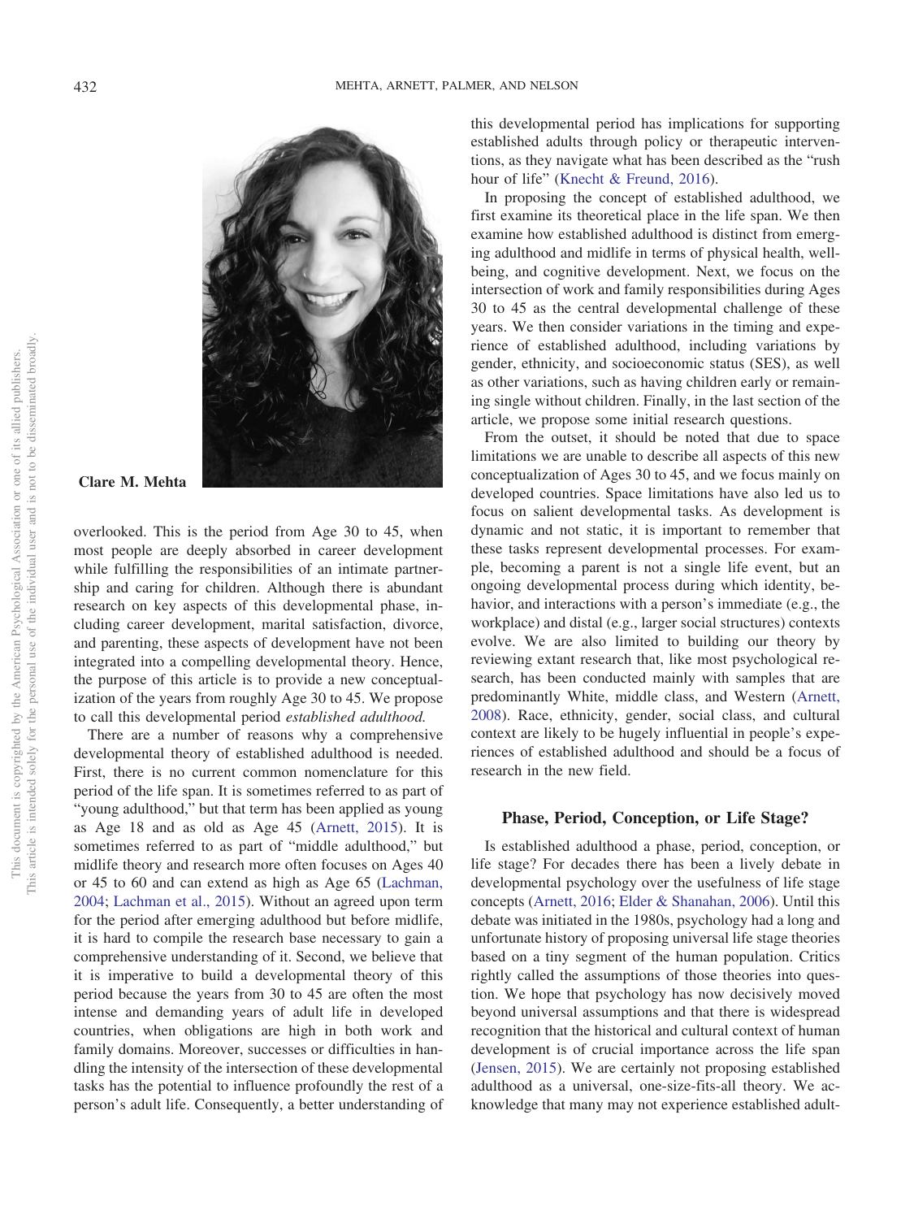Clare M. Mehta

overlooked. This is the period from Age 30 to 45, when most people are deeply absorbed in career development while fulfilling the responsibilities of an intimate partnership and caring for children. Although there is abundant research on key aspects of this developmental phase, including career development, marital satisfaction, divorce, and parenting, these aspects of development have not been integrated into a compelling developmental theory. Hence, the purpose of this article is to provide a new conceptualization of the years from roughly Age 30 to 45. We propose to call this developmental period *established adulthood.*

There are a number of reasons why a comprehensive developmental theory of established adulthood is needed. First, there is no current common nomenclature for this period of the life span. It is sometimes referred to as part of "young adulthood," but that term has been applied as young as Age 18 and as old as Age 45 (Arnett, 2015). It is sometimes referred to as part of "middle adulthood," but midlife theory and research more often focuses on Ages 40 or 45 to 60 and can extend as high as Age 65 (Lachman, 2004; Lachman et al., 2015). Without an agreed upon term for the period after emerging adulthood but before midlife, it is hard to compile the research base necessary to gain a comprehensive understanding of it. Second, we believe that it is imperative to build a developmental theory of this period because the years from 30 to 45 are often the most intense and demanding years of adult life in developed countries, when obligations are high in both work and family domains. Moreover, successes or difficulties in handling the intensity of the intersection of these developmental tasks has the potential to influence profoundly the rest of a person's adult life. Consequently, a better understanding of this developmental period has implications for supporting established adults through policy or therapeutic interventions, as they navigate what has been described as the "rush hour of life" (Knecht & Freund, 2016).

In proposing the concept of established adulthood, we first examine its theoretical place in the life span. We then examine how established adulthood is distinct from emerging adulthood and midlife in terms of physical health, well-being, and cognitive development. Next, we focus on the intersection of work and family responsibilities during Ages 30 to 45 as the central developmental challenge of these years. We then consider variations in the timing and experience of established adulthood, including variations by gender, ethnicity, and socioeconomic status (SES), as well as other variations, such as having children early or remaining single without children. Finally, in the last section of the article, we propose some initial research questions.

From the outset, it should be noted that due to space limitations we are unable to describe all aspects of this new conceptualization of Ages 30 to 45, and we focus mainly on developed countries. Space limitations have also led us to focus on salient developmental tasks. As development is dynamic and not static, it is important to remember that these tasks represent developmental processes. For example, becoming a parent is not a single life event, but an ongoing developmental process during which identity, behavior, and interactions with a person's immediate (e.g., the workplace) and distal (e.g., larger social structures) contexts evolve. We are also limited to building our theory by reviewing extant research that, like most psychological research, has been conducted mainly with samples that are predominantly White, middle class, and Western (Arnett, 2008). Race, ethnicity, gender, social class, and cultural context are likely to be hugely influential in people's experiences of established adulthood and should be a focus of research in the new field.

## Phase, Period, Conception, or Life Stage?

Is established adulthood a phase, period, conception, or life stage? For decades there has been a lively debate in developmental psychology over the usefulness of life stage concepts (Arnett, 2016; Elder & Shanahan, 2006). Until this debate was initiated in the 1980s, psychology had a long and unfortunate history of proposing universal life stage theories based on a tiny segment of the human population. Critics rightly called the assumptions of those theories into question. We hope that psychology has now decisively moved beyond universal assumptions and that there is widespread recognition that the historical and cultural context of human development is of crucial importance across the life span (Jensen, 2015). We are certainly not proposing established adulthood as a universal, one-size-fits-all theory. We acknowledge that many may not experience established adult-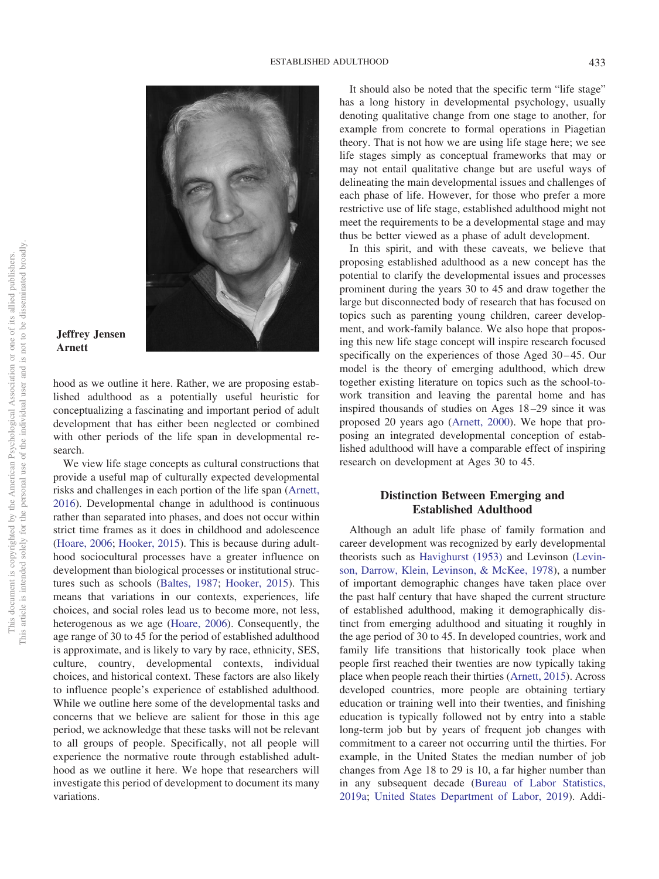**Jeffrey Jensen Arnett**

hood as we outline it here. Rather, we are proposing established adulthood as a potentially useful heuristic for conceptualizing a fascinating and important period of adult development that has either been neglected or combined with other periods of the life span in developmental research.

We view life stage concepts as cultural constructions that provide a useful map of culturally expected developmental risks and challenges in each portion of the life span (Arnett, 2016). Developmental change in adulthood is continuous rather than separated into phases, and does not occur within strict time frames as it does in childhood and adolescence (Hoare, 2006; Hooker, 2015). This is because during adulthood sociocultural processes have a greater influence on development than biological processes or institutional structures such as schools (Baltes, 1987; Hooker, 2015). This means that variations in our contexts, experiences, life choices, and social roles lead us to become more, not less, heterogenous as we age (Hoare, 2006). Consequently, the age range of 30 to 45 for the period of established adulthood is approximate, and is likely to vary by race, ethnicity, SES, culture, country, developmental contexts, individual choices, and historical context. These factors are also likely to influence people's experience of established adulthood. While we outline here some of the developmental tasks and concerns that we believe are salient for those in this age period, we acknowledge that these tasks will not be relevant to all groups of people. Specifically, not all people will experience the normative route through established adulthood as we outline it here. We hope that researchers will investigate this period of development to document its many variations.

It should also be noted that the specific term "life stage" has a long history in developmental psychology, usually denoting qualitative change from one stage to another, for example from concrete to formal operations in Piagetian theory. That is not how we are using life stage here; we see life stages simply as conceptual frameworks that may or may not entail qualitative change but are useful ways of delineating the main developmental issues and challenges of each phase of life. However, for those who prefer a more restrictive use of life stage, established adulthood might not meet the requirements to be a developmental stage and may thus be better viewed as a phase of adult development.

In this spirit, and with these caveats, we believe that proposing established adulthood as a new concept has the potential to clarify the developmental issues and processes prominent during the years 30 to 45 and draw together the large but disconnected body of research that has focused on topics such as parenting young children, career development, and work-family balance. We also hope that proposing this new life stage concept will inspire research focused specifically on the experiences of those Aged 30–45. Our model is the theory of emerging adulthood, which drew together existing literature on topics such as the school-to-work transition and leaving the parental home and has inspired thousands of studies on Ages 18–29 since it was proposed 20 years ago (Arnett, 2000). We hope that proposing an integrated developmental conception of established adulthood will have a comparable effect of inspiring research on development at Ages 30 to 45.

## Distinction Between Emerging and Established Adulthood

Although an adult life phase of family formation and career development was recognized by early developmental theorists such as Havighurst (1953) and Levinson (Levinson, Darrow, Klein, Levinson, & McKee, 1978), a number of important demographic changes have taken place over the past half century that have shaped the current structure of established adulthood, making it demographically distinct from emerging adulthood and situating it roughly in the age period of 30 to 45. In developed countries, work and family life transitions that historically took place when people first reached their twenties are now typically taking place when people reach their thirties (Arnett, 2015). Across developed countries, more people are obtaining tertiary education or training well into their twenties, and finishing education is typically followed not by entry into a stable long-term job but by years of frequent job changes with commitment to a career not occurring until the thirties. For example, in the United States the median number of job changes from Age 18 to 29 is 10, a far higher number than in any subsequent decade (Bureau of Labor Statistics, 2019a; United States Department of Labor, 2019). Addi-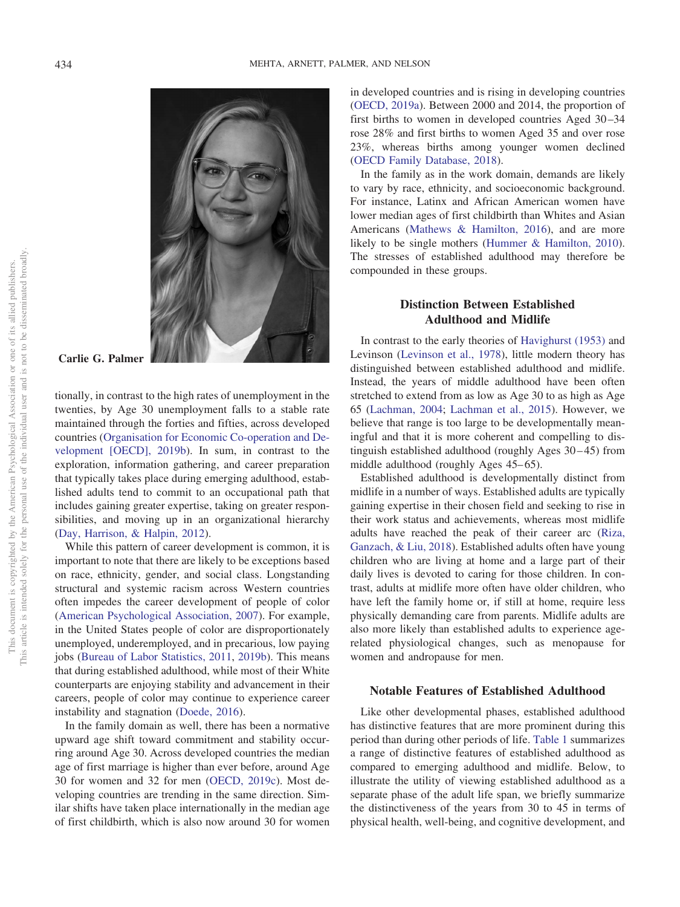Carlie G. Palmer

tionally, in contrast to the high rates of unemployment in the twenties, by Age 30 unemployment falls to a stable rate maintained through the forties and fifties, across developed countries (Organisation for Economic Co-operation and Development [OECD], 2019b). In sum, in contrast to the exploration, information gathering, and career preparation that typically takes place during emerging adulthood, established adults tend to commit to an occupational path that includes gaining greater expertise, taking on greater responsibilities, and moving up in an organizational hierarchy (Day, Harrison, & Halpin, 2012).

While this pattern of career development is common, it is important to note that there are likely to be exceptions based on race, ethnicity, gender, and social class. Longstanding structural and systemic racism across Western countries often impedes the career development of people of color (American Psychological Association, 2007). For example, in the United States people of color are disproportionately unemployed, underemployed, and in precarious, low paying jobs (Bureau of Labor Statistics, 2011, 2019b). This means that during established adulthood, while most of their White counterparts are enjoying stability and advancement in their careers, people of color may continue to experience career instability and stagnation (Doede, 2016).

In the family domain as well, there has been a normative upward age shift toward commitment and stability occurring around Age 30. Across developed countries the median age of first marriage is higher than ever before, around Age 30 for women and 32 for men (OECD, 2019c). Most developing countries are trending in the same direction. Similar shifts have taken place internationally in the median age of first childbirth, which is also now around 30 for women in developed countries and is rising in developing countries (OECD, 2019a). Between 2000 and 2014, the proportion of first births to women in developed countries Aged 30–34 rose 28% and first births to women Aged 35 and over rose 23%, whereas births among younger women declined (OECD Family Database, 2018).

In the family as in the work domain, demands are likely to vary by race, ethnicity, and socioeconomic background. For instance, Latinx and African American women have lower median ages of first childbirth than Whites and Asian Americans (Mathews & Hamilton, 2016), and are more likely to be single mothers (Hummer & Hamilton, 2010). The stresses of established adulthood may therefore be compounded in these groups.

## Distinction Between Established Adulthood and Midlife

In contrast to the early theories of Havighurst (1953) and Levinson (Levinson et al., 1978), little modern theory has distinguished between established adulthood and midlife. Instead, the years of middle adulthood have been often stretched to extend from as low as Age 30 to as high as Age 65 (Lachman, 2004; Lachman et al., 2015). However, we believe that range is too large to be developmentally meaningful and that it is more coherent and compelling to distinguish established adulthood (roughly Ages 30–45) from middle adulthood (roughly Ages 45–65).

Established adulthood is developmentally distinct from midlife in a number of ways. Established adults are typically gaining expertise in their chosen field and seeking to rise in their work status and achievements, whereas most midlife adults have reached the peak of their career arc (Riza, Ganzach, & Liu, 2018). Established adults often have young children who are living at home and a large part of their daily lives is devoted to caring for those children. In contrast, adults at midlife more often have older children, who have left the family home or, if still at home, require less physically demanding care from parents. Midlife adults are also more likely than established adults to experience age-related physiological changes, such as menopause for women and andropause for men.

## Notable Features of Established Adulthood

Like other developmental phases, established adulthood has distinctive features that are more prominent during this period than during other periods of life. Table 1 summarizes a range of distinctive features of established adulthood as compared to emerging adulthood and midlife. Below, to illustrate the utility of viewing established adulthood as a separate phase of the adult life span, we briefly summarize the distinctiveness of the years from 30 to 45 in terms of physical health, well-being, and cognitive development, and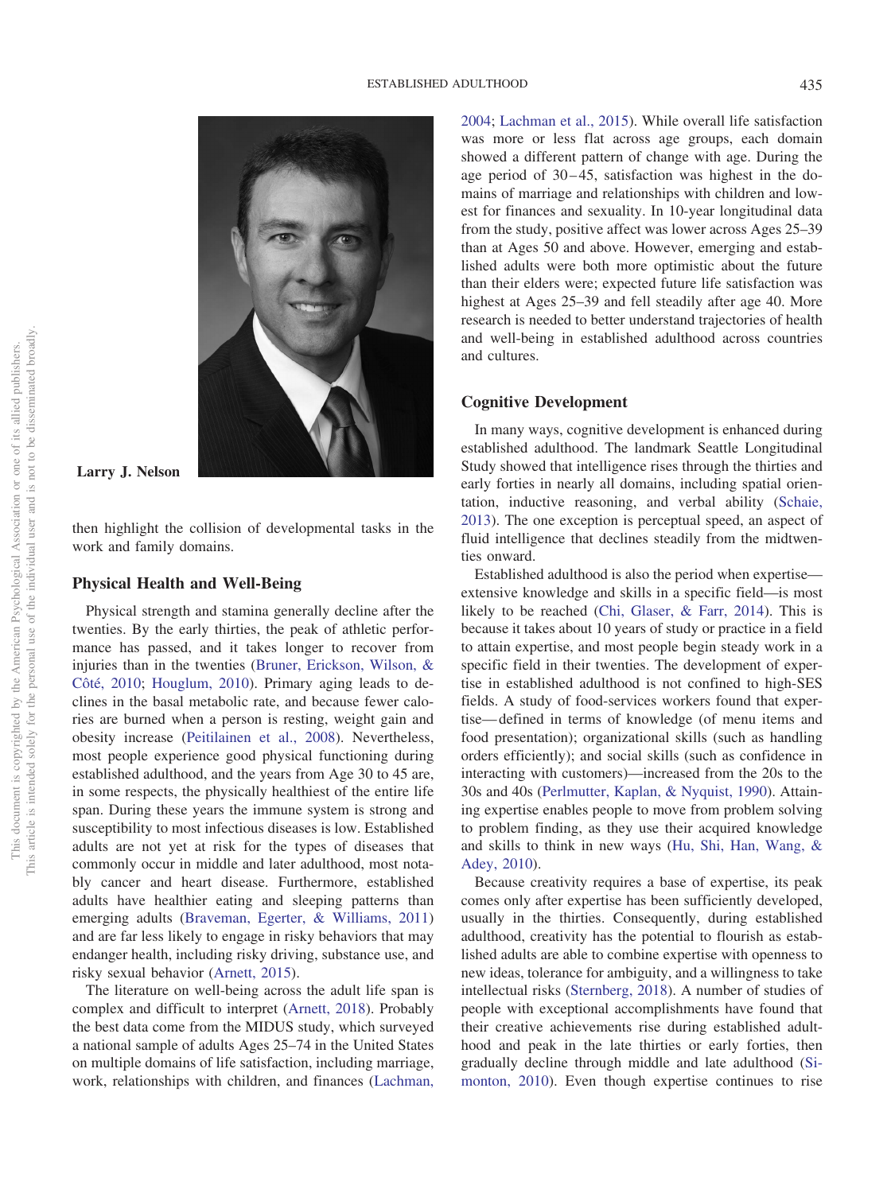Larry J. Nelson

then highlight the collision of developmental tasks in the work and family domains.

## Physical Health and Well-Being

Physical strength and stamina generally decline after the twenties. By the early thirties, the peak of athletic performance has passed, and it takes longer to recover from injuries than in the twenties (Bruner, Erickson, Wilson, & Côté, 2010; Houglum, 2010). Primary aging leads to declines in the basal metabolic rate, and because fewer calories are burned when a person is resting, weight gain and obesity increase (Peitilainen et al., 2008). Nevertheless, most people experience good physical functioning during established adulthood, and the years from Age 30 to 45 are, in some respects, the physically healthiest of the entire life span. During these years the immune system is strong and susceptibility to most infectious diseases is low. Established adults are not yet at risk for the types of diseases that commonly occur in middle and later adulthood, most notably cancer and heart disease. Furthermore, established adults have healthier eating and sleeping patterns than emerging adults (Braveman, Egerter, & Williams, 2011) and are far less likely to engage in risky behaviors that may endanger health, including risky driving, substance use, and risky sexual behavior (Arnett, 2015).

The literature on well-being across the adult life span is complex and difficult to interpret (Arnett, 2018). Probably the best data come from the MIDUS study, which surveyed a national sample of adults Ages 25–74 in the United States on multiple domains of life satisfaction, including marriage, work, relationships with children, and finances (Lachman, 2004; Lachman et al., 2015). While overall life satisfaction was more or less flat across age groups, each domain showed a different pattern of change with age. During the age period of 30–45, satisfaction was highest in the domains of marriage and relationships with children and lowest for finances and sexuality. In 10-year longitudinal data from the study, positive affect was lower across Ages 25–39 than at Ages 50 and above. However, emerging and established adults were both more optimistic about the future than their elders were; expected future life satisfaction was highest at Ages 25–39 and fell steadily after age 40. More research is needed to better understand trajectories of health and well-being in established adulthood across countries and cultures.

## Cognitive Development

In many ways, cognitive development is enhanced during established adulthood. The landmark Seattle Longitudinal Study showed that intelligence rises through the thirties and early forties in nearly all domains, including spatial orientation, inductive reasoning, and verbal ability (Schaie, 2013). The one exception is perceptual speed, an aspect of fluid intelligence that declines steadily from the midtwenties onward.

Established adulthood is also the period when expertise—extensive knowledge and skills in a specific field—is most likely to be reached (Chi, Glaser, & Farr, 2014). This is because it takes about 10 years of study or practice in a field to attain expertise, and most people begin steady work in a specific field in their twenties. The development of expertise in established adulthood is not confined to high-SES fields. A study of food-services workers found that expertise—defined in terms of knowledge (of menu items and food presentation); organizational skills (such as handling orders efficiently); and social skills (such as confidence in interacting with customers)—increased from the 20s to the 30s and 40s (Perlmutter, Kaplan, & Nyquist, 1990). Attaining expertise enables people to move from problem solving to problem finding, as they use their acquired knowledge and skills to think in new ways (Hu, Shi, Han, Wang, & Adey, 2010).

Because creativity requires a base of expertise, its peak comes only after expertise has been sufficiently developed, usually in the thirties. Consequently, during established adulthood, creativity has the potential to flourish as established adults are able to combine expertise with openness to new ideas, tolerance for ambiguity, and a willingness to take intellectual risks (Sternberg, 2018). A number of studies of people with exceptional accomplishments have found that their creative achievements rise during established adulthood and peak in the late thirties or early forties, then gradually decline through middle and late adulthood (Simonton, 2010). Even though expertise continues to rise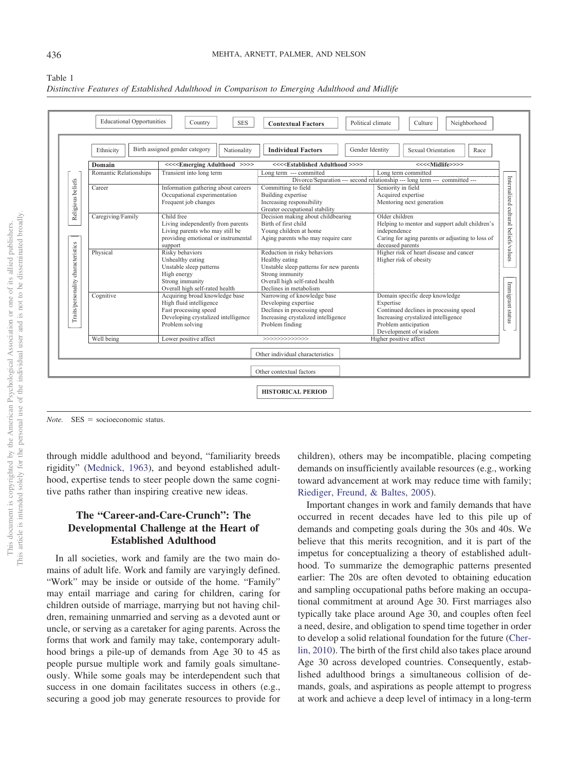Table 1

*Distinctive Features of Established Adulthood in Comparison to Emerging Adulthood and Midlife*

Contextual Factors: Educational Opportunities; Country; SES; Political climate; Culture; Neighborhood; Other contextual factors

Individual Factors: Ethnicity; Birth assigned gender category; Nationality; Gender Identity; Sexual Orientation; Race; Religious beliefs; Traits/personality characteristics; Internalized cultural beliefs/values; Immigrant status; Other individual characteristics

| Domain | <<<<Emerging Adulthood >>>> | <<<<Established Adulthood >>>> | <<<<Midlife>>>> |
|---|---|---|---|
| Romantic Relationships | Transient into long term | Long term --- committed<br>Divorce/Separation --- second relationship --- long term --- committed --- | Long term committed |
| Career | Information gathering about careers<br>Occupational experimentation<br>Frequent job changes | Committing to field<br>Building expertise<br>Increasing responsibility<br>Greater occupational stability | Seniority in field<br>Acquired expertise<br>Mentoring next generation |
| Caregiving/Family | Child free<br>Living independently from parents<br>Living parents who may still be providing emotional or instrumental support | Decision making about childbearing<br>Birth of first child<br>Young children at home<br>Aging parents who may require care | Older children<br>Helping to mentor and support adult children's independence<br>Caring for aging parents or adjusting to loss of deceased parents |
| Physical | Risky behaviors<br>Unhealthy eating<br>Unstable sleep patterns<br>High energy<br>Strong immunity<br>Overall high self-rated health | Reduction in risky behaviors<br>Healthy eating<br>Unstable sleep patterns for new parents<br>Strong immunity<br>Overall high self-rated health<br>Declines in metabolism | Higher risk of heart disease and cancer<br>Higher risk of obesity |
| Cognitive | Acquiring broad knowledge base<br>High fluid intelligence<br>Fast processing speed<br>Developing crystalized intelligence<br>Problem solving | Narrowing of knowledge base<br>Developing expertise<br>Declines in processing speed<br>Increasing crystalized intelligence<br>Problem finding | Domain specific deep knowledge<br>Expertise<br>Continued declines in processing speed<br>Increasing crystalized intelligence<br>Problem anticipation<br>Development of wisdom |
| Well being | Lower positive affect | >>>>>>>>>>>>> | Higher positive affect |

HISTORICAL PERIOD

*Note.* SES = socioeconomic status.

through middle adulthood and beyond, "familiarity breeds rigidity" (Mednick, 1963), and beyond established adulthood, expertise tends to steer people down the same cognitive paths rather than inspiring creative new ideas.

## The "Career-and-Care-Crunch": The Developmental Challenge at the Heart of Established Adulthood

In all societies, work and family are the two main domains of adult life. Work and family are varyingly defined. "Work" may be inside or outside of the home. "Family" may entail marriage and caring for children, caring for children outside of marriage, marrying but not having children, remaining unmarried and serving as a devoted aunt or uncle, or serving as a caretaker for aging parents. Across the forms that work and family may take, contemporary adulthood brings a pile-up of demands from Age 30 to 45 as people pursue multiple work and family goals simultaneously. While some goals may be interdependent such that success in one domain facilitates success in others (e.g., securing a good job may generate resources to provide for children), others may be incompatible, placing competing demands on insufficiently available resources (e.g., working toward advancement at work may reduce time with family; Riediger, Freund, & Baltes, 2005).

Important changes in work and family demands that have occurred in recent decades have led to this pile up of demands and competing goals during the 30s and 40s. We believe that this merits recognition, and it is part of the impetus for conceptualizing a theory of established adulthood. To summarize the demographic patterns presented earlier: The 20s are often devoted to obtaining education and sampling occupational paths before making an occupational commitment at around Age 30. First marriages also typically take place around Age 30, and couples often feel a need, desire, and obligation to spend time together in order to develop a solid relational foundation for the future (Cherlin, 2010). The birth of the first child also takes place around Age 30 across developed countries. Consequently, established adulthood brings a simultaneous collision of demands, goals, and aspirations as people attempt to progress at work and achieve a deep level of intimacy in a long-term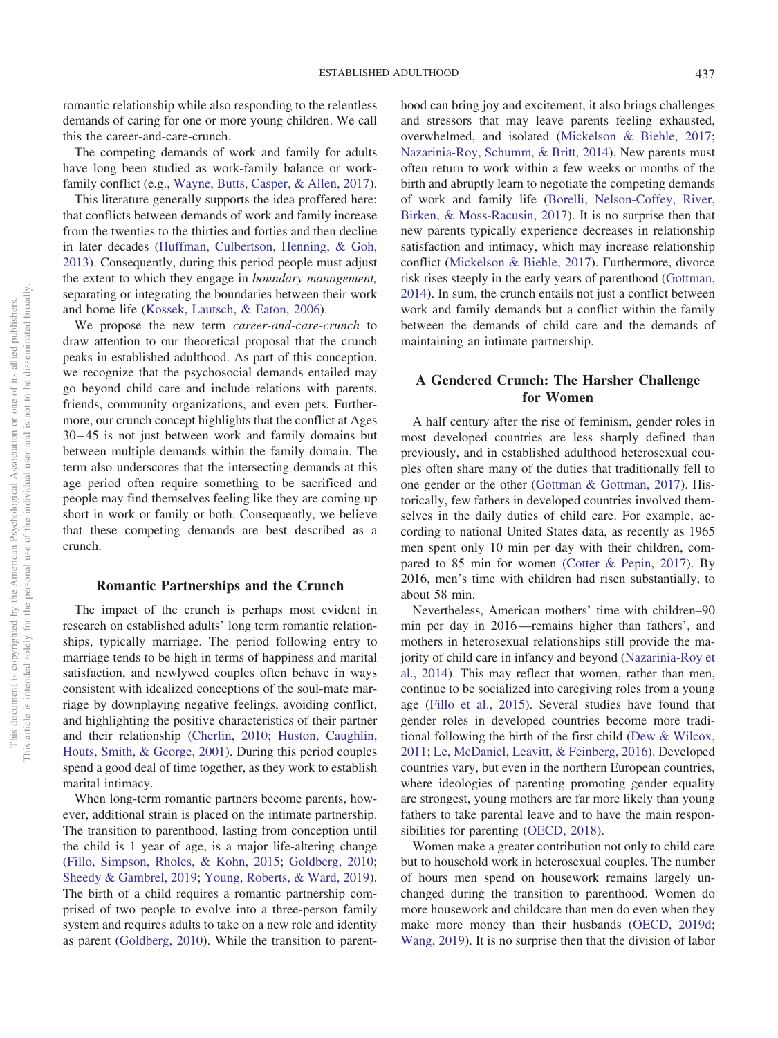romantic relationship while also responding to the relentless demands of caring for one or more young children. We call this the career-and-care-crunch.

The competing demands of work and family for adults have long been studied as work-family balance or work-family conflict (e.g., Wayne, Butts, Casper, & Allen, 2017).

This literature generally supports the idea proffered here: that conflicts between demands of work and family increase from the twenties to the thirties and forties and then decline in later decades (Huffman, Culbertson, Henning, & Goh, 2013). Consequently, during this period people must adjust the extent to which they engage in *boundary management,* separating or integrating the boundaries between their work and home life (Kossek, Lautsch, & Eaton, 2006).

We propose the new term *career-and-care-crunch* to draw attention to our theoretical proposal that the crunch peaks in established adulthood. As part of this conception, we recognize that the psychosocial demands entailed may go beyond child care and include relations with parents, friends, community organizations, and even pets. Furthermore, our crunch concept highlights that the conflict at Ages 30–45 is not just between work and family domains but between multiple demands within the family domain. The term also underscores that the intersecting demands at this age period often require something to be sacrificed and people may find themselves feeling like they are coming up short in work or family or both. Consequently, we believe that these competing demands are best described as a crunch.

## Romantic Partnerships and the Crunch

The impact of the crunch is perhaps most evident in research on established adults' long term romantic relationships, typically marriage. The period following entry to marriage tends to be high in terms of happiness and marital satisfaction, and newlywed couples often behave in ways consistent with idealized conceptions of the soul-mate marriage by downplaying negative feelings, avoiding conflict, and highlighting the positive characteristics of their partner and their relationship (Cherlin, 2010; Huston, Caughlin, Houts, Smith, & George, 2001). During this period couples spend a good deal of time together, as they work to establish marital intimacy.

When long-term romantic partners become parents, however, additional strain is placed on the intimate partnership. The transition to parenthood, lasting from conception until the child is 1 year of age, is a major life-altering change (Fillo, Simpson, Rholes, & Kohn, 2015; Goldberg, 2010; Sheedy & Gambrel, 2019; Young, Roberts, & Ward, 2019). The birth of a child requires a romantic partnership comprised of two people to evolve into a three-person family system and requires adults to take on a new role and identity as parent (Goldberg, 2010). While the transition to parenthood can bring joy and excitement, it also brings challenges and stressors that may leave parents feeling exhausted, overwhelmed, and isolated (Mickelson & Biehle, 2017; Nazarinia-Roy, Schumm, & Britt, 2014). New parents must often return to work within a few weeks or months of the birth and abruptly learn to negotiate the competing demands of work and family life (Borelli, Nelson-Coffey, River, Birken, & Moss-Racusin, 2017). It is no surprise then that new parents typically experience decreases in relationship satisfaction and intimacy, which may increase relationship conflict (Mickelson & Biehle, 2017). Furthermore, divorce risk rises steeply in the early years of parenthood (Gottman, 2014). In sum, the crunch entails not just a conflict between work and family demands but a conflict within the family between the demands of child care and the demands of maintaining an intimate partnership.

## A Gendered Crunch: The Harsher Challenge for Women

A half century after the rise of feminism, gender roles in most developed countries are less sharply defined than previously, and in established adulthood heterosexual couples often share many of the duties that traditionally fell to one gender or the other (Gottman & Gottman, 2017). Historically, few fathers in developed countries involved themselves in the daily duties of child care. For example, according to national United States data, as recently as 1965 men spent only 10 min per day with their children, compared to 85 min for women (Cotter & Pepin, 2017). By 2016, men's time with children had risen substantially, to about 58 min.

Nevertheless, American mothers' time with children–90 min per day in 2016—remains higher than fathers', and mothers in heterosexual relationships still provide the majority of child care in infancy and beyond (Nazarinia-Roy et al., 2014). This may reflect that women, rather than men, continue to be socialized into caregiving roles from a young age (Fillo et al., 2015). Several studies have found that gender roles in developed countries become more traditional following the birth of the first child (Dew & Wilcox, 2011; Le, McDaniel, Leavitt, & Feinberg, 2016). Developed countries vary, but even in the northern European countries, where ideologies of parenting promoting gender equality are strongest, young mothers are far more likely than young fathers to take parental leave and to have the main responsibilities for parenting (OECD, 2018).

Women make a greater contribution not only to child care but to household work in heterosexual couples. The number of hours men spend on housework remains largely unchanged during the transition to parenthood. Women do more housework and childcare than men do even when they make more money than their husbands (OECD, 2019d; Wang, 2019). It is no surprise then that the division of labor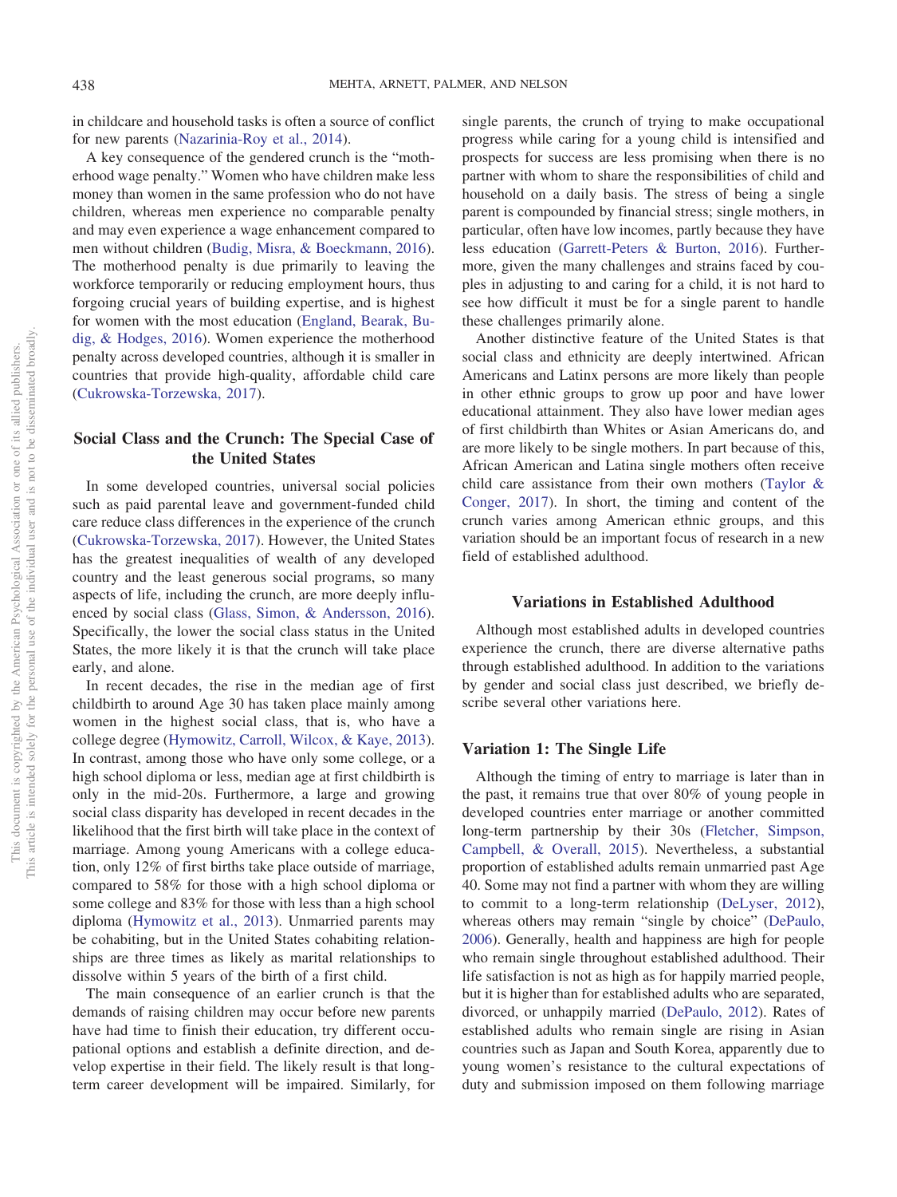in childcare and household tasks is often a source of conflict for new parents (Nazarinia-Roy et al., 2014).

A key consequence of the gendered crunch is the "motherhood wage penalty." Women who have children make less money than women in the same profession who do not have children, whereas men experience no comparable penalty and may even experience a wage enhancement compared to men without children (Budig, Misra, & Boeckmann, 2016). The motherhood penalty is due primarily to leaving the workforce temporarily or reducing employment hours, thus forgoing crucial years of building expertise, and is highest for women with the most education (England, Bearak, Budig, & Hodges, 2016). Women experience the motherhood penalty across developed countries, although it is smaller in countries that provide high-quality, affordable child care (Cukrowska-Torzewska, 2017).

## Social Class and the Crunch: The Special Case of the United States

In some developed countries, universal social policies such as paid parental leave and government-funded child care reduce class differences in the experience of the crunch (Cukrowska-Torzewska, 2017). However, the United States has the greatest inequalities of wealth of any developed country and the least generous social programs, so many aspects of life, including the crunch, are more deeply influenced by social class (Glass, Simon, & Andersson, 2016). Specifically, the lower the social class status in the United States, the more likely it is that the crunch will take place early, and alone.

In recent decades, the rise in the median age of first childbirth to around Age 30 has taken place mainly among women in the highest social class, that is, who have a college degree (Hymowitz, Carroll, Wilcox, & Kaye, 2013). In contrast, among those who have only some college, or a high school diploma or less, median age at first childbirth is only in the mid-20s. Furthermore, a large and growing social class disparity has developed in recent decades in the likelihood that the first birth will take place in the context of marriage. Among young Americans with a college education, only 12% of first births take place outside of marriage, compared to 58% for those with a high school diploma or some college and 83% for those with less than a high school diploma (Hymowitz et al., 2013). Unmarried parents may be cohabiting, but in the United States cohabiting relationships are three times as likely as marital relationships to dissolve within 5 years of the birth of a first child.

The main consequence of an earlier crunch is that the demands of raising children may occur before new parents have had time to finish their education, try different occupational options and establish a definite direction, and develop expertise in their field. The likely result is that long-term career development will be impaired. Similarly, for single parents, the crunch of trying to make occupational progress while caring for a young child is intensified and prospects for success are less promising when there is no partner with whom to share the responsibilities of child and household on a daily basis. The stress of being a single parent is compounded by financial stress; single mothers, in particular, often have low incomes, partly because they have less education (Garrett-Peters & Burton, 2016). Furthermore, given the many challenges and strains faced by couples in adjusting to and caring for a child, it is not hard to see how difficult it must be for a single parent to handle these challenges primarily alone.

Another distinctive feature of the United States is that social class and ethnicity are deeply intertwined. African Americans and Latinx persons are more likely than people in other ethnic groups to grow up poor and have lower educational attainment. They also have lower median ages of first childbirth than Whites or Asian Americans do, and are more likely to be single mothers. In part because of this, African American and Latina single mothers often receive child care assistance from their own mothers (Taylor & Conger, 2017). In short, the timing and content of the crunch varies among American ethnic groups, and this variation should be an important focus of research in a new field of established adulthood.

## Variations in Established Adulthood

Although most established adults in developed countries experience the crunch, there are diverse alternative paths through established adulthood. In addition to the variations by gender and social class just described, we briefly describe several other variations here.

### Variation 1: The Single Life

Although the timing of entry to marriage is later than in the past, it remains true that over 80% of young people in developed countries enter marriage or another committed long-term partnership by their 30s (Fletcher, Simpson, Campbell, & Overall, 2015). Nevertheless, a substantial proportion of established adults remain unmarried past Age 40. Some may not find a partner with whom they are willing to commit to a long-term relationship (DeLyser, 2012), whereas others may remain "single by choice" (DePaulo, 2006). Generally, health and happiness are high for people who remain single throughout established adulthood. Their life satisfaction is not as high as for happily married people, but it is higher than for established adults who are separated, divorced, or unhappily married (DePaulo, 2012). Rates of established adults who remain single are rising in Asian countries such as Japan and South Korea, apparently due to young women's resistance to the cultural expectations of duty and submission imposed on them following marriage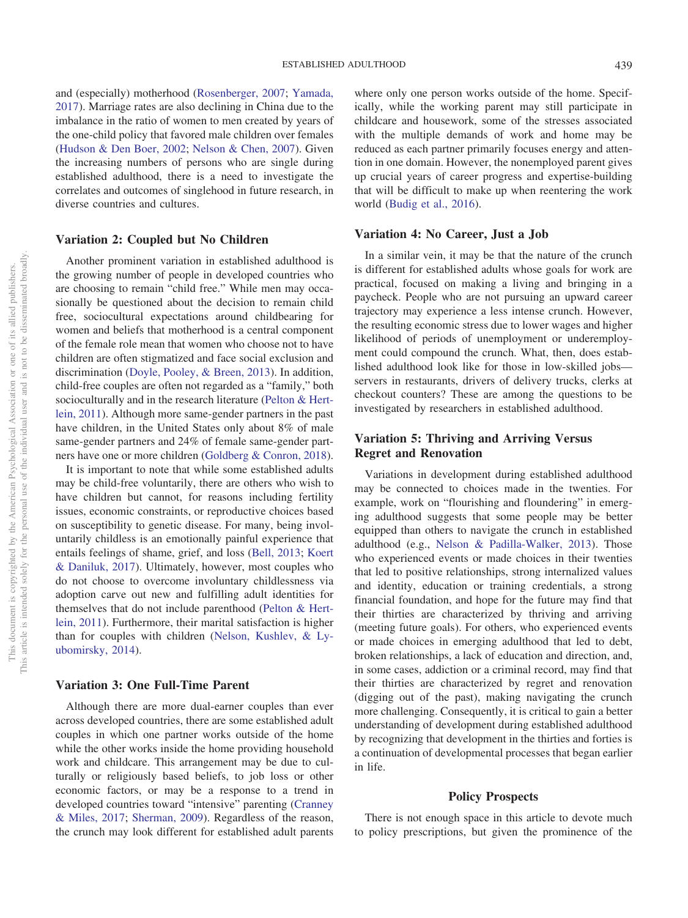and (especially) motherhood (Rosenberger, 2007; Yamada, 2017). Marriage rates are also declining in China due to the imbalance in the ratio of women to men created by years of the one-child policy that favored male children over females (Hudson & Den Boer, 2002; Nelson & Chen, 2007). Given the increasing numbers of persons who are single during established adulthood, there is a need to investigate the correlates and outcomes of singlehood in future research, in diverse countries and cultures.

### Variation 2: Coupled but No Children

Another prominent variation in established adulthood is the growing number of people in developed countries who are choosing to remain "child free." While men may occasionally be questioned about the decision to remain child free, sociocultural expectations around childbearing for women and beliefs that motherhood is a central component of the female role mean that women who choose not to have children are often stigmatized and face social exclusion and discrimination (Doyle, Pooley, & Breen, 2013). In addition, child-free couples are often not regarded as a "family," both socioculturally and in the research literature (Pelton & Hertlein, 2011). Although more same-gender partners in the past have children, in the United States only about 8% of male same-gender partners and 24% of female same-gender partners have one or more children (Goldberg & Conron, 2018).

It is important to note that while some established adults may be child-free voluntarily, there are others who wish to have children but cannot, for reasons including fertility issues, economic constraints, or reproductive choices based on susceptibility to genetic disease. For many, being involuntarily childless is an emotionally painful experience that entails feelings of shame, grief, and loss (Bell, 2013; Koert & Daniluk, 2017). Ultimately, however, most couples who do not choose to overcome involuntary childlessness via adoption carve out new and fulfilling adult identities for themselves that do not include parenthood (Pelton & Hertlein, 2011). Furthermore, their marital satisfaction is higher than for couples with children (Nelson, Kushlev, & Lyubomirsky, 2014).

### Variation 3: One Full-Time Parent

Although there are more dual-earner couples than ever across developed countries, there are some established adult couples in which one partner works outside of the home while the other works inside the home providing household work and childcare. This arrangement may be due to culturally or religiously based beliefs, to job loss or other economic factors, or may be a response to a trend in developed countries toward "intensive" parenting (Cranney & Miles, 2017; Sherman, 2009). Regardless of the reason, the crunch may look different for established adult parents where only one person works outside of the home. Specifically, while the working parent may still participate in childcare and housework, some of the stresses associated with the multiple demands of work and home may be reduced as each partner primarily focuses energy and attention in one domain. However, the nonemployed parent gives up crucial years of career progress and expertise-building that will be difficult to make up when reentering the work world (Budig et al., 2016).

### Variation 4: No Career, Just a Job

In a similar vein, it may be that the nature of the crunch is different for established adults whose goals for work are practical, focused on making a living and bringing in a paycheck. People who are not pursuing an upward career trajectory may experience a less intense crunch. However, the resulting economic stress due to lower wages and higher likelihood of periods of unemployment or underemployment could compound the crunch. What, then, does established adulthood look like for those in low-skilled jobs—servers in restaurants, drivers of delivery trucks, clerks at checkout counters? These are among the questions to be investigated by researchers in established adulthood.

### Variation 5: Thriving and Arriving Versus Regret and Renovation

Variations in development during established adulthood may be connected to choices made in the twenties. For example, work on "flourishing and floundering" in emerging adulthood suggests that some people may be better equipped than others to navigate the crunch in established adulthood (e.g., Nelson & Padilla-Walker, 2013). Those who experienced events or made choices in their twenties that led to positive relationships, strong internalized values and identity, education or training credentials, a strong financial foundation, and hope for the future may find that their thirties are characterized by thriving and arriving (meeting future goals). For others, who experienced events or made choices in emerging adulthood that led to debt, broken relationships, a lack of education and direction, and, in some cases, addiction or a criminal record, may find that their thirties are characterized by regret and renovation (digging out of the past), making navigating the crunch more challenging. Consequently, it is critical to gain a better understanding of development during established adulthood by recognizing that development in the thirties and forties is a continuation of developmental processes that began earlier in life.

## Policy Prospects

There is not enough space in this article to devote much to policy prescriptions, but given the prominence of the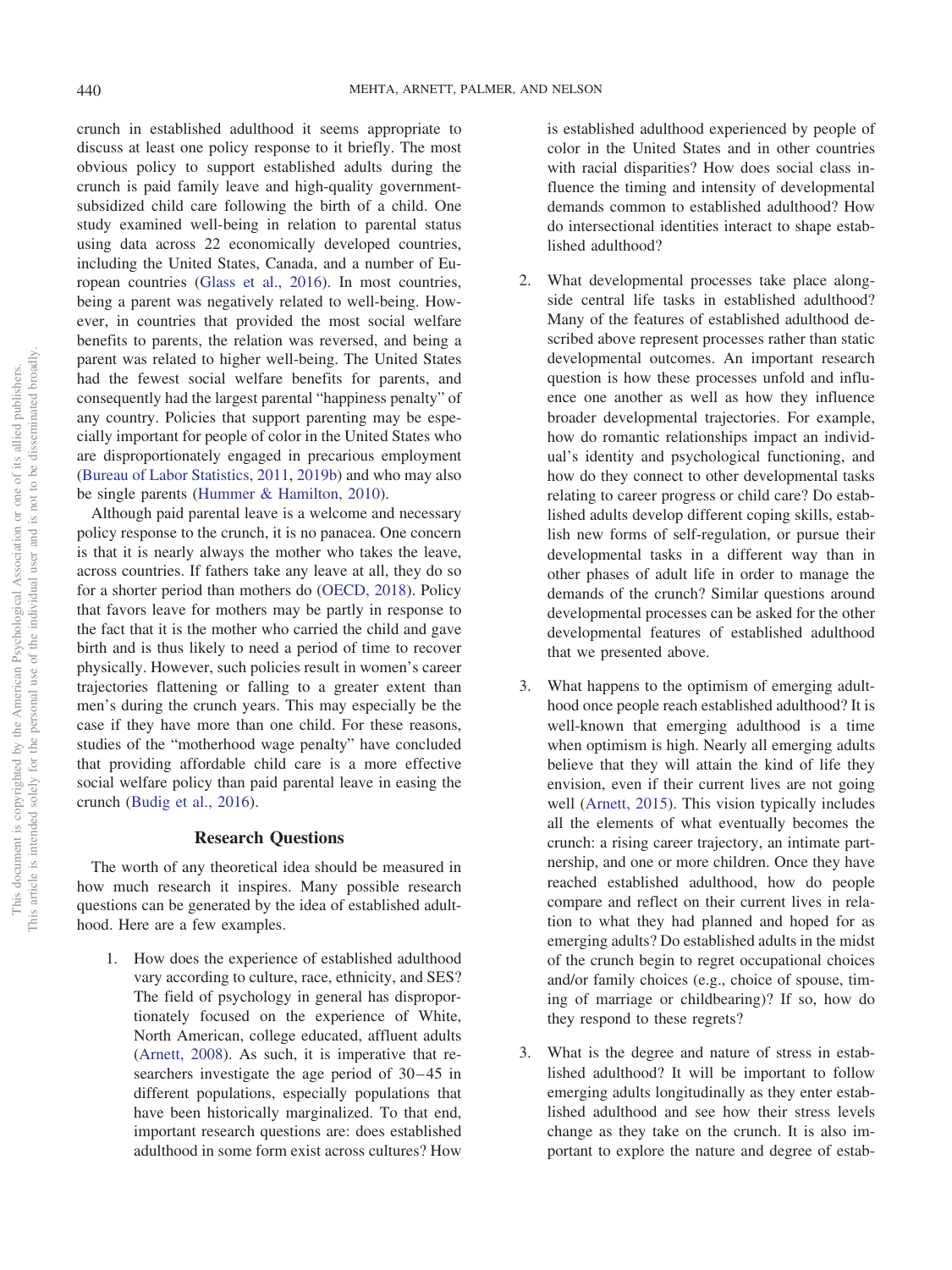crunch in established adulthood it seems appropriate to discuss at least one policy response to it briefly. The most obvious policy to support established adults during the crunch is paid family leave and high-quality government-subsidized child care following the birth of a child. One study examined well-being in relation to parental status using data across 22 economically developed countries, including the United States, Canada, and a number of European countries (Glass et al., 2016). In most countries, being a parent was negatively related to well-being. However, in countries that provided the most social welfare benefits to parents, the relation was reversed, and being a parent was related to higher well-being. The United States had the fewest social welfare benefits for parents, and consequently had the largest parental "happiness penalty" of any country. Policies that support parenting may be especially important for people of color in the United States who are disproportionately engaged in precarious employment (Bureau of Labor Statistics, 2011, 2019b) and who may also be single parents (Hummer & Hamilton, 2010).

Although paid parental leave is a welcome and necessary policy response to the crunch, it is no panacea. One concern is that it is nearly always the mother who takes the leave, across countries. If fathers take any leave at all, they do so for a shorter period than mothers do (OECD, 2018). Policy that favors leave for mothers may be partly in response to the fact that it is the mother who carried the child and gave birth and is thus likely to need a period of time to recover physically. However, such policies result in women's career trajectories flattening or falling to a greater extent than men's during the crunch years. This may especially be the case if they have more than one child. For these reasons, studies of the "motherhood wage penalty" have concluded that providing affordable child care is a more effective social welfare policy than paid parental leave in easing the crunch (Budig et al., 2016).

## Research Questions

The worth of any theoretical idea should be measured in how much research it inspires. Many possible research questions can be generated by the idea of established adulthood. Here are a few examples.

1. How does the experience of established adulthood vary according to culture, race, ethnicity, and SES? The field of psychology in general has disproportionately focused on the experience of White, North American, college educated, affluent adults (Arnett, 2008). As such, it is imperative that researchers investigate the age period of 30–45 in different populations, especially populations that have been historically marginalized. To that end, important research questions are: does established adulthood in some form exist across cultures? How is established adulthood experienced by people of color in the United States and in other countries with racial disparities? How does social class influence the timing and intensity of developmental demands common to established adulthood? How do intersectional identities interact to shape established adulthood?

2. What developmental processes take place alongside central life tasks in established adulthood? Many of the features of established adulthood described above represent processes rather than static developmental outcomes. An important research question is how these processes unfold and influence one another as well as how they influence broader developmental trajectories. For example, how do romantic relationships impact an individual's identity and psychological functioning, and how do they connect to other developmental tasks relating to career progress or child care? Do established adults develop different coping skills, establish new forms of self-regulation, or pursue their developmental tasks in a different way than in other phases of adult life in order to manage the demands of the crunch? Similar questions around developmental processes can be asked for the other developmental features of established adulthood that we presented above.

3. What happens to the optimism of emerging adulthood once people reach established adulthood? It is well-known that emerging adulthood is a time when optimism is high. Nearly all emerging adults believe that they will attain the kind of life they envision, even if their current lives are not going well (Arnett, 2015). This vision typically includes all the elements of what eventually becomes the crunch: a rising career trajectory, an intimate partnership, and one or more children. Once they have reached established adulthood, how do people compare and reflect on their current lives in relation to what they had planned and hoped for as emerging adults? Do established adults in the midst of the crunch begin to regret occupational choices and/or family choices (e.g., choice of spouse, timing of marriage or childbearing)? If so, how do they respond to these regrets?

3. What is the degree and nature of stress in established adulthood? It will be important to follow emerging adults longitudinally as they enter established adulthood and see how their stress levels change as they take on the crunch. It is also important to explore the nature and degree of estab-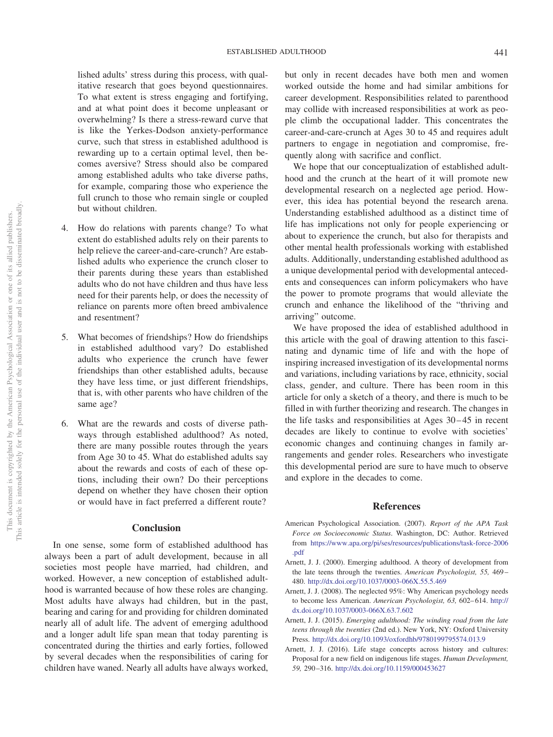lished adults' stress during this process, with qualitative research that goes beyond questionnaires. To what extent is stress engaging and fortifying, and at what point does it become unpleasant or overwhelming? Is there a stress-reward curve that is like the Yerkes-Dodson anxiety-performance curve, such that stress in established adulthood is rewarding up to a certain optimal level, then becomes aversive? Stress should also be compared among established adults who take diverse paths, for example, comparing those who experience the full crunch to those who remain single or coupled but without children.

4. How do relations with parents change? To what extent do established adults rely on their parents to help relieve the career-and-care-crunch? Are established adults who experience the crunch closer to their parents during these years than established adults who do not have children and thus have less need for their parents help, or does the necessity of reliance on parents more often breed ambivalence and resentment?

5. What becomes of friendships? How do friendships in established adulthood vary? Do established adults who experience the crunch have fewer friendships than other established adults, because they have less time, or just different friendships, that is, with other parents who have children of the same age?

6. What are the rewards and costs of diverse pathways through established adulthood? As noted, there are many possible routes through the years from Age 30 to 45. What do established adults say about the rewards and costs of each of these options, including their own? Do their perceptions depend on whether they have chosen their option or would have in fact preferred a different route?

## Conclusion

In one sense, some form of established adulthood has always been a part of adult development, because in all societies most people have married, had children, and worked. However, a new conception of established adulthood is warranted because of how these roles are changing. Most adults have always had children, but in the past, bearing and caring for and providing for children dominated nearly all of adult life. The advent of emerging adulthood and a longer adult life span mean that today parenting is concentrated during the thirties and early forties, followed by several decades when the responsibilities of caring for children have waned. Nearly all adults have always worked, but only in recent decades have both men and women worked outside the home and had similar ambitions for career development. Responsibilities related to parenthood may collide with increased responsibilities at work as people climb the occupational ladder. This concentrates the career-and-care-crunch at Ages 30 to 45 and requires adult partners to engage in negotiation and compromise, frequently along with sacrifice and conflict.

We hope that our conceptualization of established adulthood and the crunch at the heart of it will promote new developmental research on a neglected age period. However, this idea has potential beyond the research arena. Understanding established adulthood as a distinct time of life has implications not only for people experiencing or about to experience the crunch, but also for therapists and other mental health professionals working with established adults. Additionally, understanding established adulthood as a unique developmental period with developmental antecedents and consequences can inform policymakers who have the power to promote programs that would alleviate the crunch and enhance the likelihood of the "thriving and arriving" outcome.

We have proposed the idea of established adulthood in this article with the goal of drawing attention to this fascinating and dynamic time of life and with the hope of inspiring increased investigation of its developmental norms and variations, including variations by race, ethnicity, social class, gender, and culture. There has been room in this article for only a sketch of a theory, and there is much to be filled in with further theorizing and research. The changes in the life tasks and responsibilities at Ages 30–45 in recent decades are likely to continue to evolve with societies' economic changes and continuing changes in family arrangements and gender roles. Researchers who investigate this developmental period are sure to have much to observe and explore in the decades to come.

## References

American Psychological Association. (2007). *Report of the APA Task Force on Socioeconomic Status*. Washington, DC: Author. Retrieved from https://www.apa.org/pi/ses/resources/publications/task-force-2006.pdf

Arnett, J. J. (2000). Emerging adulthood. A theory of development from the late teens through the twenties. *American Psychologist, 55,* 469–480. http://dx.doi.org/10.1037/0003-066X.55.5.469

Arnett, J. J. (2008). The neglected 95%: Why American psychology needs to become less American. *American Psychologist, 63,* 602–614. http://dx.doi.org/10.1037/0003-066X.63.7.602

Arnett, J. J. (2015). *Emerging adulthood: The winding road from the late teens through the twenties* (2nd ed.). New York, NY: Oxford University Press. http://dx.doi.org/10.1093/oxfordhb/9780199795574.013.9

Arnett, J. J. (2016). Life stage concepts across history and cultures: Proposal for a new field on indigenous life stages. *Human Development, 59,* 290–316. http://dx.doi.org/10.1159/000453627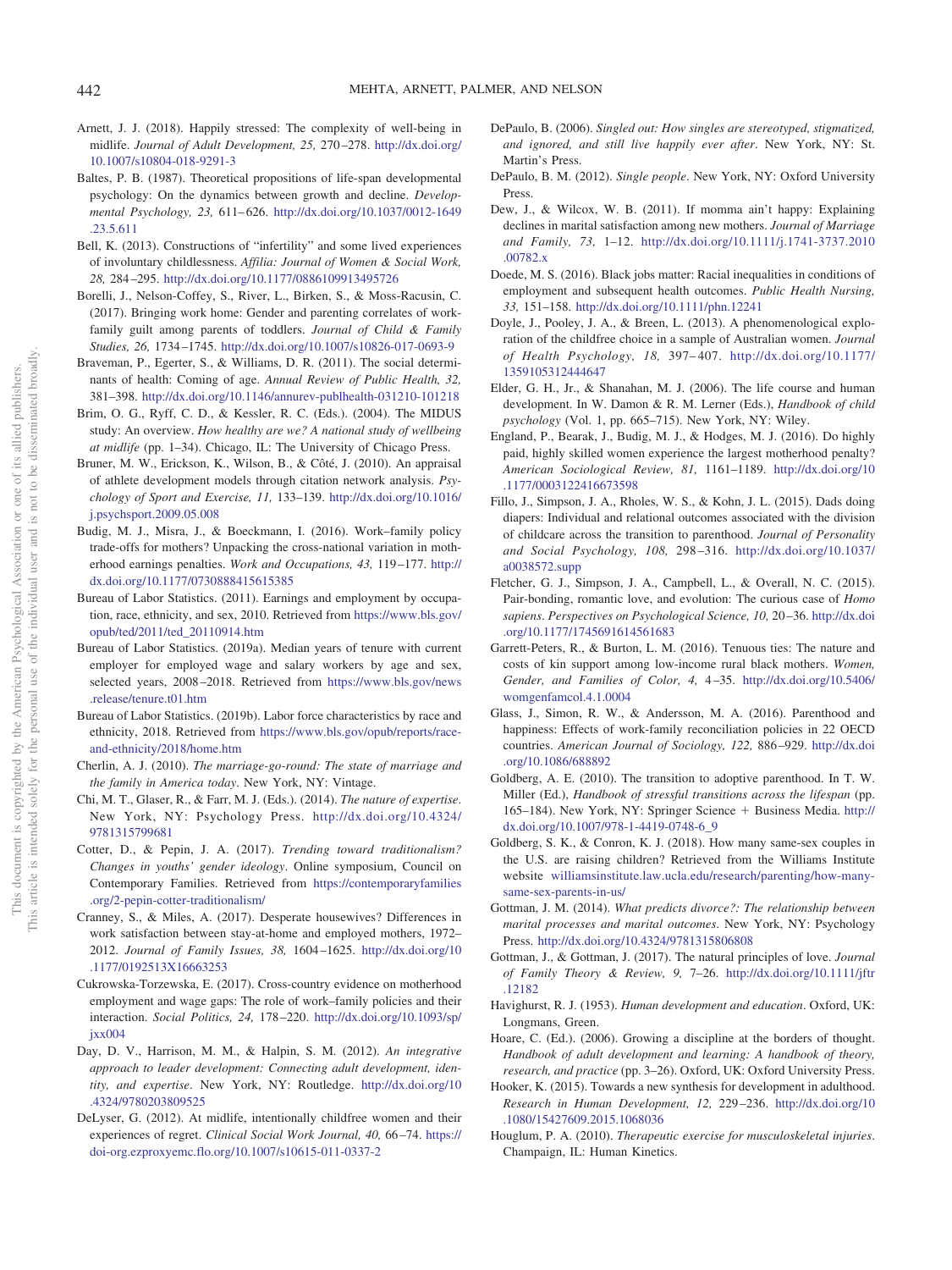Arnett, J. J. (2018). Happily stressed: The complexity of well-being in midlife. *Journal of Adult Development, 25,* 270–278. http://dx.doi.org/10.1007/s10804-018-9291-3

Baltes, P. B. (1987). Theoretical propositions of life-span developmental psychology: On the dynamics between growth and decline. *Developmental Psychology, 23,* 611–626. http://dx.doi.org/10.1037/0012-1649.23.5.611

Bell, K. (2013). Constructions of "infertility" and some lived experiences of involuntary childlessness. *Affilia: Journal of Women & Social Work, 28,* 284–295. http://dx.doi.org/10.1177/0886109913495726

Borelli, J., Nelson-Coffey, S., River, L., Birken, S., & Moss-Racusin, C. (2017). Bringing work home: Gender and parenting correlates of work-family guilt among parents of toddlers. *Journal of Child & Family Studies, 26,* 1734–1745. http://dx.doi.org/10.1007/s10826-017-0693-9

Braveman, P., Egerter, S., & Williams, D. R. (2011). The social determinants of health: Coming of age. *Annual Review of Public Health, 32,* 381–398. http://dx.doi.org/10.1146/annurev-publhealth-031210-101218

Brim, O. G., Ryff, C. D., & Kessler, R. C. (Eds.). (2004). The MIDUS study: An overview. *How healthy are we? A national study of wellbeing at midlife* (pp. 1–34). Chicago, IL: The University of Chicago Press.

Bruner, M. W., Erickson, K., Wilson, B., & Côté, J. (2010). An appraisal of athlete development models through citation network analysis. *Psychology of Sport and Exercise, 11,* 133–139. http://dx.doi.org/10.1016/j.psychsport.2009.05.008

Budig, M. J., Misra, J., & Boeckmann, I. (2016). Work–family policy trade-offs for mothers? Unpacking the cross-national variation in motherhood earnings penalties. *Work and Occupations, 43,* 119–177. http://dx.doi.org/10.1177/0730888415615385

Bureau of Labor Statistics. (2011). Earnings and employment by occupation, race, ethnicity, and sex, 2010. Retrieved from https://www.bls.gov/opub/ted/2011/ted_20110914.htm

Bureau of Labor Statistics. (2019a). Median years of tenure with current employer for employed wage and salary workers by age and sex, selected years, 2008–2018. Retrieved from https://www.bls.gov/news.release/tenure.t01.htm

Bureau of Labor Statistics. (2019b). Labor force characteristics by race and ethnicity, 2018. Retrieved from https://www.bls.gov/opub/reports/race-and-ethnicity/2018/home.htm

Cherlin, A. J. (2010). *The marriage-go-round: The state of marriage and the family in America today*. New York, NY: Vintage.

Chi, M. T., Glaser, R., & Farr, M. J. (Eds.). (2014). *The nature of expertise*. New York, NY: Psychology Press. http://dx.doi.org/10.4324/9781315799681

Cotter, D., & Pepin, J. A. (2017). *Trending toward traditionalism? Changes in youths' gender ideology*. Online symposium, Council on Contemporary Families. Retrieved from https://contemporaryfamilies.org/2-pepin-cotter-traditionalism/

Cranney, S., & Miles, A. (2017). Desperate housewives? Differences in work satisfaction between stay-at-home and employed mothers, 1972–2012. *Journal of Family Issues, 38,* 1604–1625. http://dx.doi.org/10.1177/0192513X16663253

Cukrowska-Torzewska, E. (2017). Cross-country evidence on motherhood employment and wage gaps: The role of work–family policies and their interaction. *Social Politics, 24,* 178–220. http://dx.doi.org/10.1093/sp/jxx004

Day, D. V., Harrison, M. M., & Halpin, S. M. (2012). *An integrative approach to leader development: Connecting adult development, identity, and expertise*. New York, NY: Routledge. http://dx.doi.org/10.4324/9780203809525

DeLyser, G. (2012). At midlife, intentionally childfree women and their experiences of regret. *Clinical Social Work Journal, 40,* 66–74. https://doi-org.ezproxyemc.flo.org/10.1007/s10615-011-0337-2

DePaulo, B. (2006). *Singled out: How singles are stereotyped, stigmatized, and ignored, and still live happily ever after*. New York, NY: St. Martin's Press.

DePaulo, B. M. (2012). *Single people*. New York, NY: Oxford University Press.

Dew, J., & Wilcox, W. B. (2011). If momma ain't happy: Explaining declines in marital satisfaction among new mothers. *Journal of Marriage and Family, 73,* 1–12. http://dx.doi.org/10.1111/j.1741-3737.2010.00782.x

Doede, M. S. (2016). Black jobs matter: Racial inequalities in conditions of employment and subsequent health outcomes. *Public Health Nursing, 33,* 151–158. http://dx.doi.org/10.1111/phn.12241

Doyle, J., Pooley, J. A., & Breen, L. (2013). A phenomenological exploration of the childfree choice in a sample of Australian women. *Journal of Health Psychology, 18,* 397–407. http://dx.doi.org/10.1177/1359105312444647

Elder, G. H., Jr., & Shanahan, M. J. (2006). The life course and human development. In W. Damon & R. M. Lerner (Eds.), *Handbook of child psychology* (Vol. 1, pp. 665–715). New York, NY: Wiley.

England, P., Bearak, J., Budig, M. J., & Hodges, M. J. (2016). Do highly paid, highly skilled women experience the largest motherhood penalty? *American Sociological Review, 81,* 1161–1189. http://dx.doi.org/10.1177/0003122416673598

Fillo, J., Simpson, J. A., Rholes, W. S., & Kohn, J. L. (2015). Dads doing diapers: Individual and relational outcomes associated with the division of childcare across the transition to parenthood. *Journal of Personality and Social Psychology, 108,* 298–316. http://dx.doi.org/10.1037/a0038572.supp

Fletcher, G. J., Simpson, J. A., Campbell, L., & Overall, N. C. (2015). Pair-bonding, romantic love, and evolution: The curious case of *Homo sapiens*. *Perspectives on Psychological Science, 10,* 20–36. http://dx.doi.org/10.1177/1745691614561683

Garrett-Peters, R., & Burton, L. M. (2016). Tenuous ties: The nature and costs of kin support among low-income rural black mothers. *Women, Gender, and Families of Color, 4,* 4–35. http://dx.doi.org/10.5406/womgenfamcol.4.1.0004

Glass, J., Simon, R. W., & Andersson, M. A. (2016). Parenthood and happiness: Effects of work-family reconciliation policies in 22 OECD countries. *American Journal of Sociology, 122,* 886–929. http://dx.doi.org/10.1086/688892

Goldberg, A. E. (2010). The transition to adoptive parenthood. In T. W. Miller (Ed.), *Handbook of stressful transitions across the lifespan* (pp. 165–184). New York, NY: Springer Science + Business Media. http://dx.doi.org/10.1007/978-1-4419-0748-6_9

Goldberg, S. K., & Conron, K. J. (2018). How many same-sex couples in the U.S. are raising children? Retrieved from the Williams Institute website williamsinstitute.law.ucla.edu/research/parenting/how-many-same-sex-parents-in-us/

Gottman, J. M. (2014). *What predicts divorce?: The relationship between marital processes and marital outcomes*. New York, NY: Psychology Press. http://dx.doi.org/10.4324/9781315806808

Gottman, J., & Gottman, J. (2017). The natural principles of love. *Journal of Family Theory & Review, 9,* 7–26. http://dx.doi.org/10.1111/jftr.12182

Havighurst, R. J. (1953). *Human development and education*. Oxford, UK: Longmans, Green.

Hoare, C. (Ed.). (2006). Growing a discipline at the borders of thought. *Handbook of adult development and learning: A handbook of theory, research, and practice* (pp. 3–26). Oxford, UK: Oxford University Press.

Hooker, K. (2015). Towards a new synthesis for development in adulthood. *Research in Human Development, 12,* 229–236. http://dx.doi.org/10.1080/15427609.2015.1068036

Houglum, P. A. (2010). *Therapeutic exercise for musculoskeletal injuries*. Champaign, IL: Human Kinetics.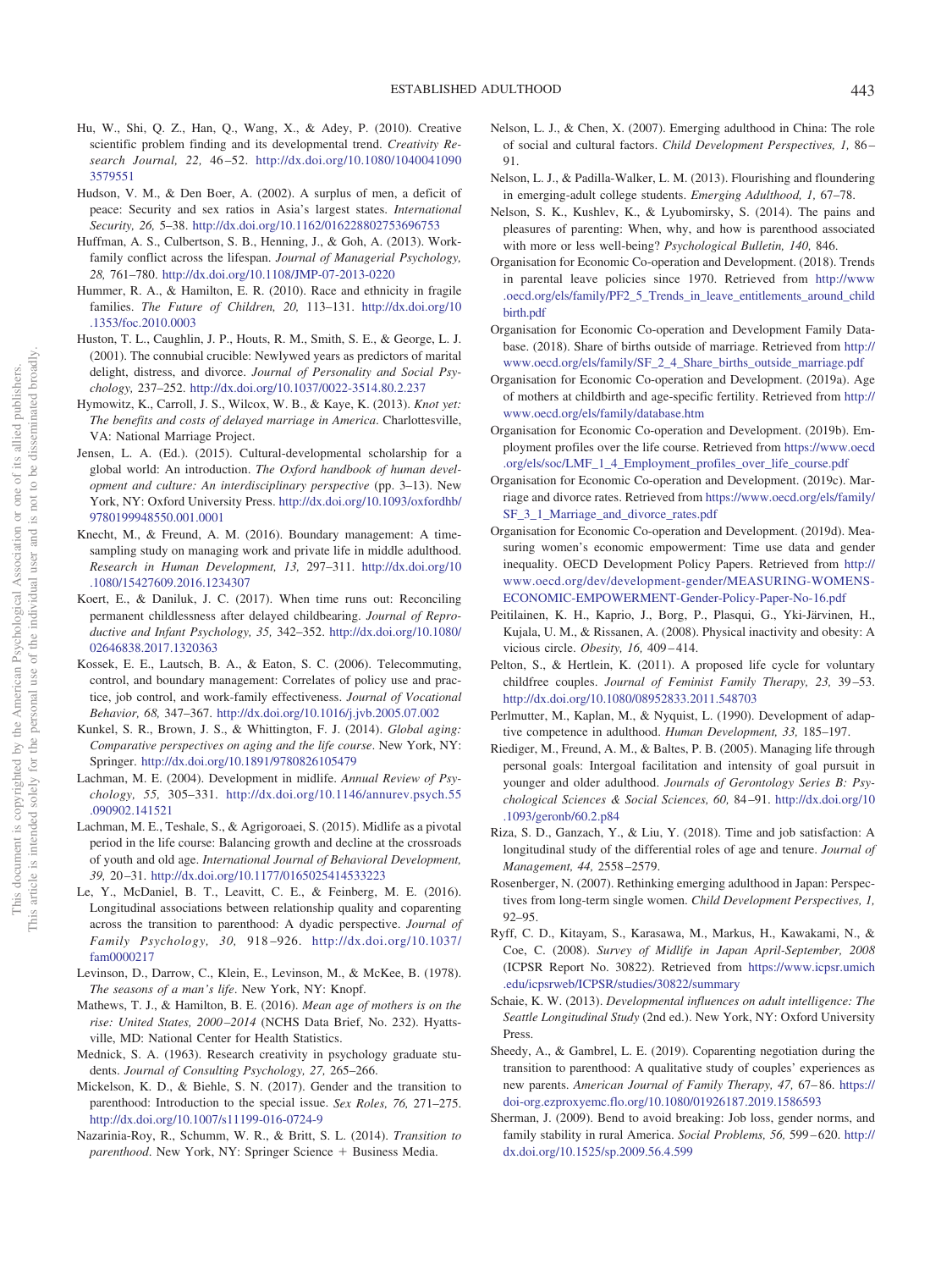Hu, W., Shi, Q. Z., Han, Q., Wang, X., & Adey, P. (2010). Creative scientific problem finding and its developmental trend. *Creativity Research Journal, 22,* 46–52. http://dx.doi.org/10.1080/10400410903579551

Hudson, V. M., & Den Boer, A. (2002). A surplus of men, a deficit of peace: Security and sex ratios in Asia's largest states. *International Security, 26,* 5–38. http://dx.doi.org/10.1162/016228802753696753

Huffman, A. S., Culbertson, S. B., Henning, J., & Goh, A. (2013). Work-family conflict across the lifespan. *Journal of Managerial Psychology, 28,* 761–780. http://dx.doi.org/10.1108/JMP-07-2013-0220

Hummer, R. A., & Hamilton, E. R. (2010). Race and ethnicity in fragile families. *The Future of Children, 20,* 113–131. http://dx.doi.org/10.1353/foc.2010.0003

Huston, T. L., Caughlin, J. P., Houts, R. M., Smith, S. E., & George, L. J. (2001). The connubial crucible: Newlywed years as predictors of marital delight, distress, and divorce. *Journal of Personality and Social Psychology,* 237–252. http://dx.doi.org/10.1037/0022-3514.80.2.237

Hymowitz, K., Carroll, J. S., Wilcox, W. B., & Kaye, K. (2013). *Knot yet: The benefits and costs of delayed marriage in America*. Charlottesville, VA: National Marriage Project.

Jensen, L. A. (Ed.). (2015). Cultural-developmental scholarship for a global world: An introduction. *The Oxford handbook of human development and culture: An interdisciplinary perspective* (pp. 3–13). New York, NY: Oxford University Press. http://dx.doi.org/10.1093/oxfordhb/9780199948550.001.0001

Knecht, M., & Freund, A. M. (2016). Boundary management: A time-sampling study on managing work and private life in middle adulthood. *Research in Human Development, 13,* 297–311. http://dx.doi.org/10.1080/15427609.2016.1234307

Koert, E., & Daniluk, J. C. (2017). When time runs out: Reconciling permanent childlessness after delayed childbearing. *Journal of Reproductive and Infant Psychology, 35,* 342–352. http://dx.doi.org/10.1080/02646838.2017.1320363

Kossek, E. E., Lautsch, B. A., & Eaton, S. C. (2006). Telecommuting, control, and boundary management: Correlates of policy use and practice, job control, and work-family effectiveness. *Journal of Vocational Behavior, 68,* 347–367. http://dx.doi.org/10.1016/j.jvb.2005.07.002

Kunkel, S. R., Brown, J. S., & Whittington, F. J. (2014). *Global aging: Comparative perspectives on aging and the life course*. New York, NY: Springer. http://dx.doi.org/10.1891/9780826105479

Lachman, M. E. (2004). Development in midlife. *Annual Review of Psychology, 55,* 305–331. http://dx.doi.org/10.1146/annurev.psych.55.090902.141521

Lachman, M. E., Teshale, S., & Agrigoroaei, S. (2015). Midlife as a pivotal period in the life course: Balancing growth and decline at the crossroads of youth and old age. *International Journal of Behavioral Development, 39,* 20–31. http://dx.doi.org/10.1177/0165025414533223

Le, Y., McDaniel, B. T., Leavitt, C. E., & Feinberg, M. E. (2016). Longitudinal associations between relationship quality and coparenting across the transition to parenthood: A dyadic perspective. *Journal of Family Psychology, 30,* 918–926. http://dx.doi.org/10.1037/fam0000217

Levinson, D., Darrow, C., Klein, E., Levinson, M., & McKee, B. (1978). *The seasons of a man's life*. New York, NY: Knopf.

Mathews, T. J., & Hamilton, B. E. (2016). *Mean age of mothers is on the rise: United States, 2000–2014* (NCHS Data Brief, No. 232). Hyattsville, MD: National Center for Health Statistics.

Mednick, S. A. (1963). Research creativity in psychology graduate students. *Journal of Consulting Psychology, 27,* 265–266.

Mickelson, K. D., & Biehle, S. N. (2017). Gender and the transition to parenthood: Introduction to the special issue. *Sex Roles, 76,* 271–275. http://dx.doi.org/10.1007/s11199-016-0724-9

Nazarinia-Roy, R., Schumm, W. R., & Britt, S. L. (2014). *Transition to parenthood*. New York, NY: Springer Science + Business Media.

Nelson, L. J., & Chen, X. (2007). Emerging adulthood in China: The role of social and cultural factors. *Child Development Perspectives, 1,* 86–91.

Nelson, L. J., & Padilla-Walker, L. M. (2013). Flourishing and floundering in emerging-adult college students. *Emerging Adulthood, 1,* 67–78.

Nelson, S. K., Kushlev, K., & Lyubomirsky, S. (2014). The pains and pleasures of parenting: When, why, and how is parenthood associated with more or less well-being? *Psychological Bulletin, 140,* 846.

Organisation for Economic Co-operation and Development. (2018). Trends in parental leave policies since 1970. Retrieved from http://www.oecd.org/els/family/PF2_5_Trends_in_leave_entitlements_around_childbirth.pdf

Organisation for Economic Co-operation and Development Family Database. (2018). Share of births outside of marriage. Retrieved from http://www.oecd.org/els/family/SF_2_4_Share_births_outside_marriage.pdf

Organisation for Economic Co-operation and Development. (2019a). Age of mothers at childbirth and age-specific fertility. Retrieved from http://www.oecd.org/els/family/database.htm

Organisation for Economic Co-operation and Development. (2019b). Employment profiles over the life course. Retrieved from https://www.oecd.org/els/soc/LMF_1_4_Employment_profiles_over_life_course.pdf

Organisation for Economic Co-operation and Development. (2019c). Marriage and divorce rates. Retrieved from https://www.oecd.org/els/family/SF_3_1_Marriage_and_divorce_rates.pdf

Organisation for Economic Co-operation and Development. (2019d). Measuring women's economic empowerment: Time use data and gender inequality. OECD Development Policy Papers. Retrieved from http://www.oecd.org/dev/development-gender/MEASURING-WOMENS-ECONOMIC-EMPOWERMENT-Gender-Policy-Paper-No-16.pdf

Peitilainen, K. H., Kaprio, J., Borg, P., Plasqui, G., Yki-Järvinen, H., Kujala, U. M., & Rissanen, A. (2008). Physical inactivity and obesity: A vicious circle. *Obesity, 16,* 409–414.

Pelton, S., & Hertlein, K. (2011). A proposed life cycle for voluntary childfree couples. *Journal of Feminist Family Therapy, 23,* 39–53. http://dx.doi.org/10.1080/08952833.2011.548703

Perlmutter, M., Kaplan, M., & Nyquist, L. (1990). Development of adaptive competence in adulthood. *Human Development, 33,* 185–197.

Riediger, M., Freund, A. M., & Baltes, P. B. (2005). Managing life through personal goals: Intergoal facilitation and intensity of goal pursuit in younger and older adulthood. *Journals of Gerontology Series B: Psychological Sciences & Social Sciences, 60,* 84–91. http://dx.doi.org/10.1093/geronb/60.2.p84

Riza, S. D., Ganzach, Y., & Liu, Y. (2018). Time and job satisfaction: A longitudinal study of the differential roles of age and tenure. *Journal of Management, 44,* 2558–2579.

Rosenberger, N. (2007). Rethinking emerging adulthood in Japan: Perspectives from long-term single women. *Child Development Perspectives, 1,* 92–95.

Ryff, C. D., Kitayam, S., Karasawa, M., Markus, H., Kawakami, N., & Coe, C. (2008). *Survey of Midlife in Japan April-September, 2008* (ICPSR Report No. 30822). Retrieved from https://www.icpsr.umich.edu/icpsrweb/ICPSR/studies/30822/summary

Schaie, K. W. (2013). *Developmental influences on adult intelligence: The Seattle Longitudinal Study* (2nd ed.). New York, NY: Oxford University Press.

Sheedy, A., & Gambrel, L. E. (2019). Coparenting negotiation during the transition to parenthood: A qualitative study of couples' experiences as new parents. *American Journal of Family Therapy, 47,* 67–86. https://doi-org.ezproxyemc.flo.org/10.1080/01926187.2019.1586593

Sherman, J. (2009). Bend to avoid breaking: Job loss, gender norms, and family stability in rural America. *Social Problems, 56,* 599–620. http://dx.doi.org/10.1525/sp.2009.56.4.599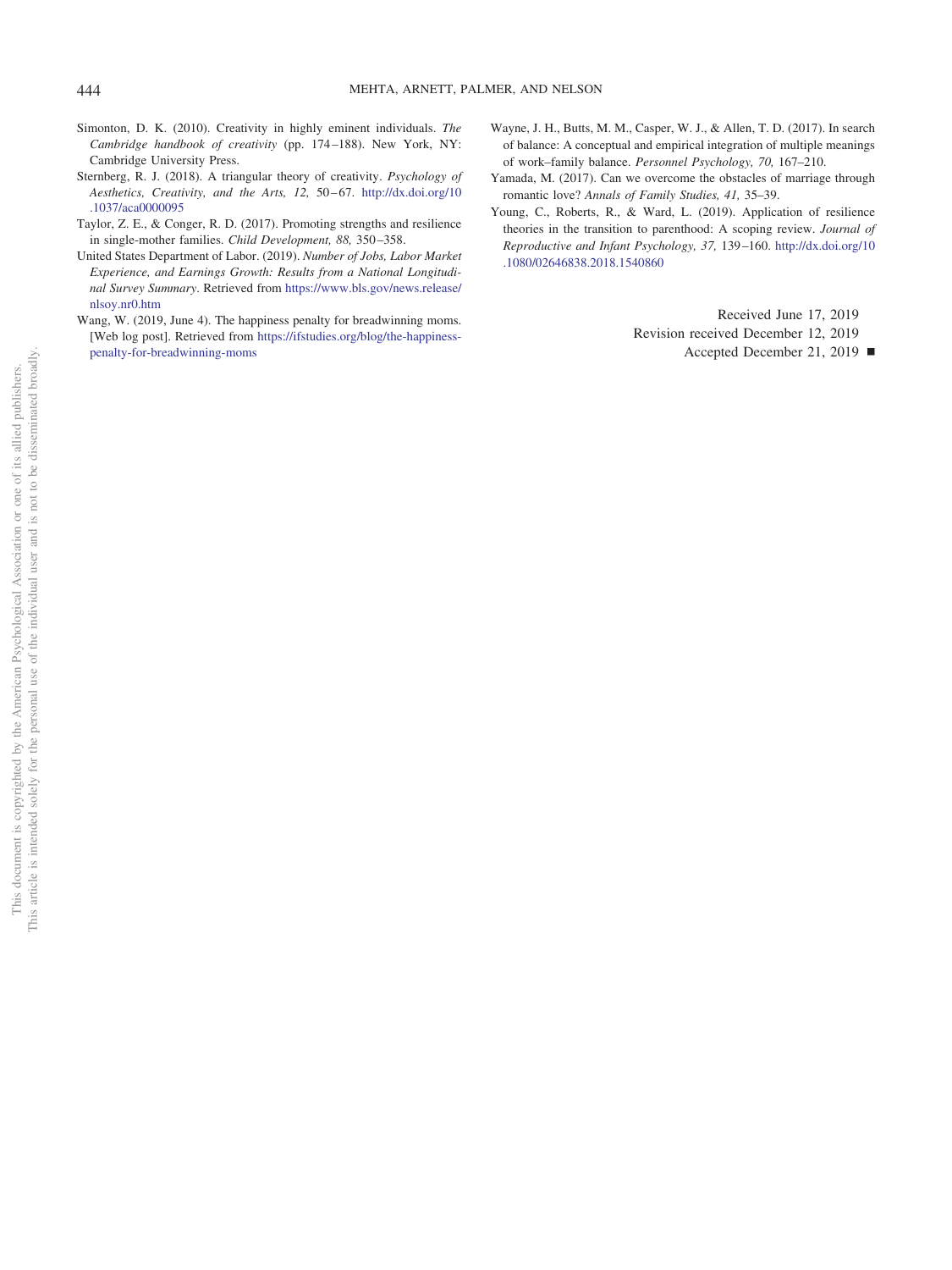Simonton, D. K. (2010). Creativity in highly eminent individuals. *The Cambridge handbook of creativity* (pp. 174–188). New York, NY: Cambridge University Press.

Sternberg, R. J. (2018). A triangular theory of creativity. *Psychology of Aesthetics, Creativity, and the Arts, 12,* 50–67. http://dx.doi.org/10.1037/aca0000095

Taylor, Z. E., & Conger, R. D. (2017). Promoting strengths and resilience in single-mother families. *Child Development, 88,* 350–358.

United States Department of Labor. (2019). *Number of Jobs, Labor Market Experience, and Earnings Growth: Results from a National Longitudinal Survey Summary*. Retrieved from https://www.bls.gov/news.release/nlsoy.nr0.htm

Wang, W. (2019, June 4). The happiness penalty for breadwinning moms. [Web log post]. Retrieved from https://ifstudies.org/blog/the-happiness-penalty-for-breadwinning-moms

Wayne, J. H., Butts, M. M., Casper, W. J., & Allen, T. D. (2017). In search of balance: A conceptual and empirical integration of multiple meanings of work–family balance. *Personnel Psychology, 70,* 167–210.

Yamada, M. (2017). Can we overcome the obstacles of marriage through romantic love? *Annals of Family Studies, 41,* 35–39.

Young, C., Roberts, R., & Ward, L. (2019). Application of resilience theories in the transition to parenthood: A scoping review. *Journal of Reproductive and Infant Psychology, 37,* 139–160. http://dx.doi.org/10.1080/02646838.2018.1540860

Received June 17, 2019
Revision received December 12, 2019
Accepted December 21, 2019 ■